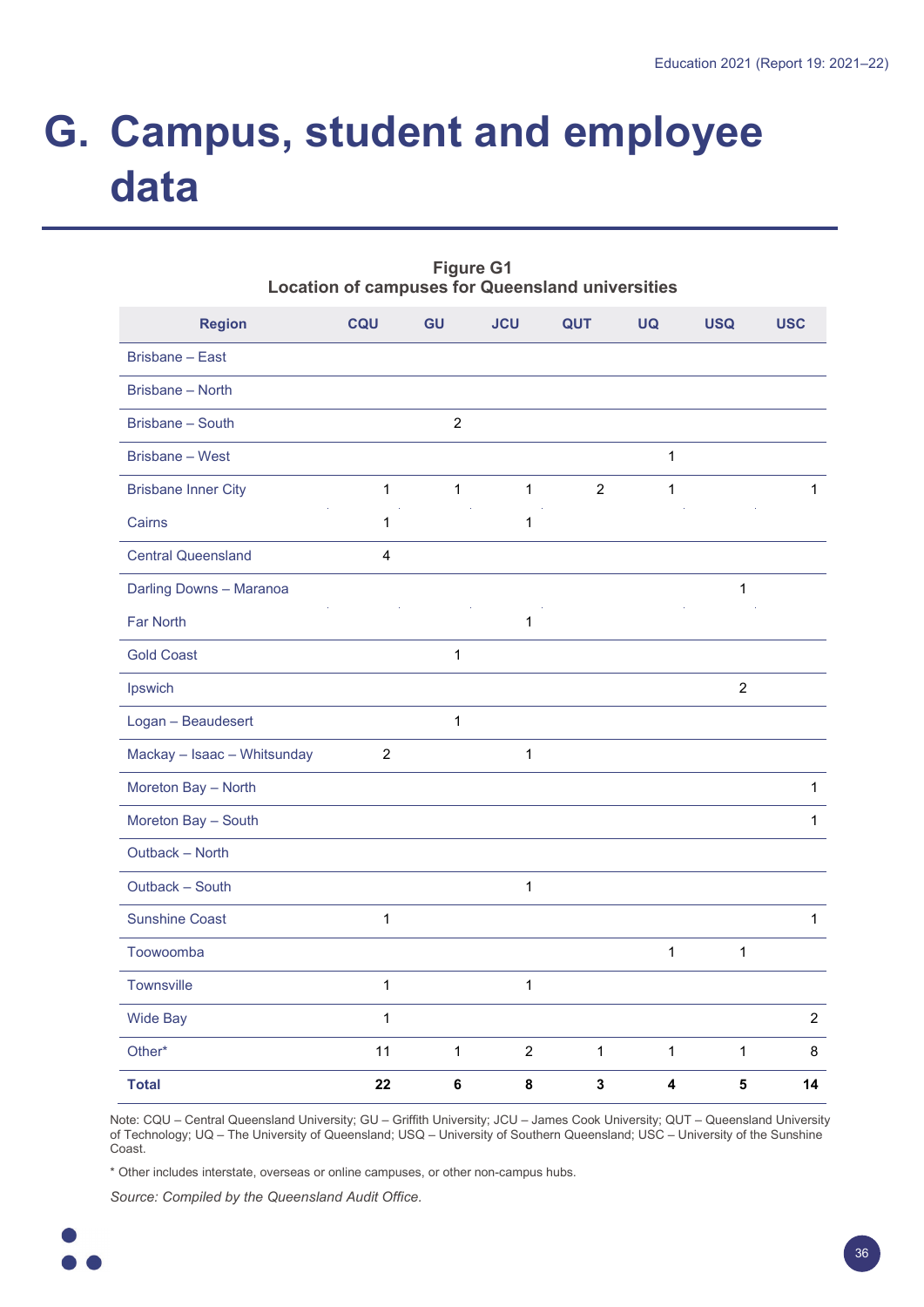# G. Campus, student and employee data

**Figure G1**
**Location of campuses for Queensland universities**

| Region | CQU | GU | JCU | QUT | UQ | USQ | USC |
|---|---|---|---|---|---|---|---|
| Brisbane – East | | | | | | | |
| Brisbane – North | | | | | | | |
| Brisbane – South | | 2 | | | | | |
| Brisbane – West | | | | | 1 | | |
| Brisbane Inner City | 1 | 1 | 1 | 2 | 1 | | 1 |
| Cairns | 1 | | 1 | | | | |
| Central Queensland | 4 | | | | | | |
| Darling Downs – Maranoa | | | | | | 1 | |
| Far North | | | 1 | | | | |
| Gold Coast | | 1 | | | | | |
| Ipswich | | | | | | 2 | |
| Logan – Beaudesert | | 1 | | | | | |
| Mackay – Isaac – Whitsunday | 2 | | 1 | | | | |
| Moreton Bay – North | | | | | | | 1 |
| Moreton Bay – South | | | | | | | 1 |
| Outback – North | | | | | | | |
| Outback – South | | | 1 | | | | |
| Sunshine Coast | 1 | | | | | | 1 |
| Toowoomba | | | | | 1 | 1 | |
| Townsville | 1 | | 1 | | | | |
| Wide Bay | 1 | | | | | | 2 |
| Other* | 11 | 1 | 2 | 1 | 1 | 1 | 8 |
| **Total** | **22** | **6** | **8** | **3** | **4** | **5** | **14** |

Note: CQU – Central Queensland University; GU – Griffith University; JCU – James Cook University; QUT – Queensland University of Technology; UQ – The University of Queensland; USQ – University of Southern Queensland; USC – University of the Sunshine Coast.

* Other includes interstate, overseas or online campuses, or other non-campus hubs.

*Source: Compiled by the Queensland Audit Office.*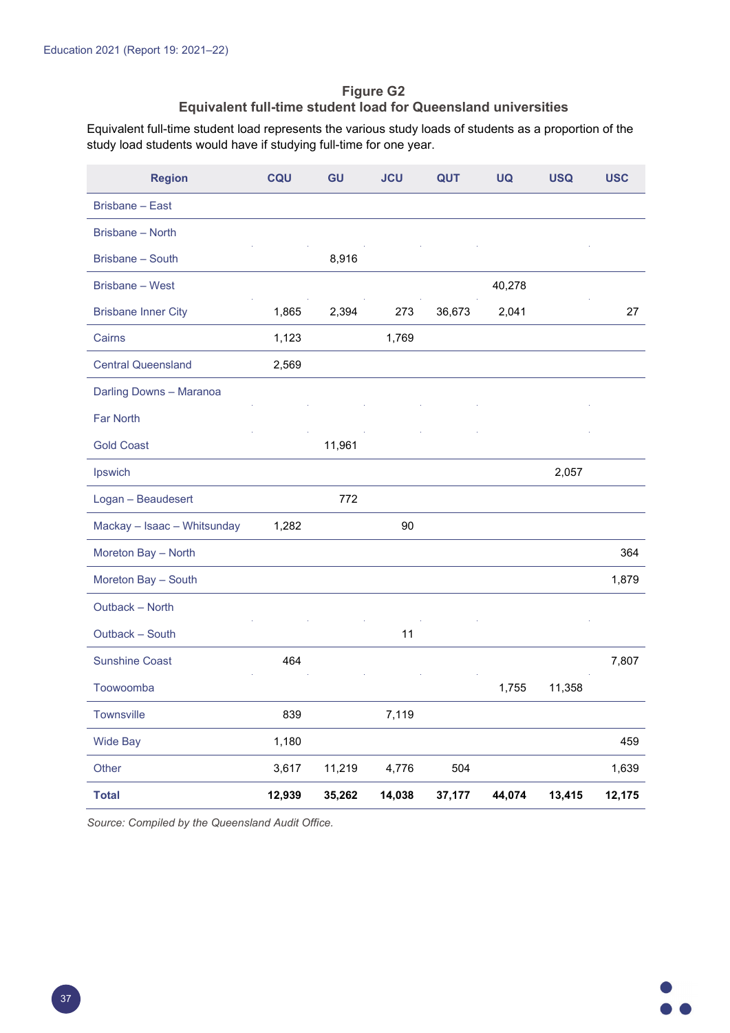**Figure G2**
**Equivalent full-time student load for Queensland universities**

Equivalent full-time student load represents the various study loads of students as a proportion of the study load students would have if studying full-time for one year.

| Region | CQU | GU | JCU | QUT | UQ | USQ | USC |
|---|---|---|---|---|---|---|---|
| Brisbane – East | | | | | | | |
| Brisbane – North | | | | | | | |
| Brisbane – South | | 8,916 | | | | | |
| Brisbane – West | | | | | 40,278 | | |
| Brisbane Inner City | 1,865 | 2,394 | 273 | 36,673 | 2,041 | | 27 |
| Cairns | 1,123 | | 1,769 | | | | |
| Central Queensland | 2,569 | | | | | | |
| Darling Downs – Maranoa | | | | | | | |
| Far North | | | | | | | |
| Gold Coast | | 11,961 | | | | | |
| Ipswich | | | | | | 2,057 | |
| Logan – Beaudesert | | 772 | | | | | |
| Mackay – Isaac – Whitsunday | 1,282 | | 90 | | | | |
| Moreton Bay – North | | | | | | | 364 |
| Moreton Bay – South | | | | | | | 1,879 |
| Outback – North | | | | | | | |
| Outback – South | | | 11 | | | | |
| Sunshine Coast | 464 | | | | | | 7,807 |
| Toowoomba | | | | | 1,755 | 11,358 | |
| Townsville | 839 | | 7,119 | | | | |
| Wide Bay | 1,180 | | | | | | 459 |
| Other | 3,617 | 11,219 | 4,776 | 504 | | | 1,639 |
| **Total** | **12,939** | **35,262** | **14,038** | **37,177** | **44,074** | **13,415** | **12,175** |

*Source: Compiled by the Queensland Audit Office.*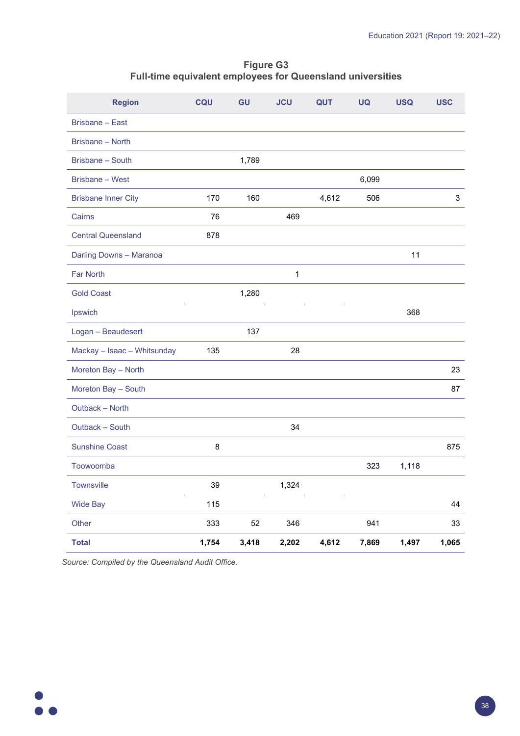**Figure G3**
**Full-time equivalent employees for Queensland universities**

| Region | CQU | GU | JCU | QUT | UQ | USQ | USC |
|---|---|---|---|---|---|---|---|
| Brisbane – East | | | | | | | |
| Brisbane – North | | | | | | | |
| Brisbane – South | | 1,789 | | | | | |
| Brisbane – West | | | | | 6,099 | | |
| Brisbane Inner City | 170 | 160 | | 4,612 | 506 | | 3 |
| Cairns | 76 | | 469 | | | | |
| Central Queensland | 878 | | | | | | |
| Darling Downs – Maranoa | | | | | | 11 | |
| Far North | | | 1 | | | | |
| Gold Coast | | 1,280 | | | | | |
| Ipswich | | | | | | 368 | |
| Logan – Beaudesert | | 137 | | | | | |
| Mackay – Isaac – Whitsunday | 135 | | 28 | | | | |
| Moreton Bay – North | | | | | | | 23 |
| Moreton Bay – South | | | | | | | 87 |
| Outback – North | | | | | | | |
| Outback – South | | | 34 | | | | |
| Sunshine Coast | 8 | | | | | | 875 |
| Toowoomba | | | | | 323 | 1,118 | |
| Townsville | 39 | | 1,324 | | | | |
| Wide Bay | 115 | | | | | | 44 |
| Other | 333 | 52 | 346 | | 941 | | 33 |
| **Total** | **1,754** | **3,418** | **2,202** | **4,612** | **7,869** | **1,497** | **1,065** |

*Source: Compiled by the Queensland Audit Office.*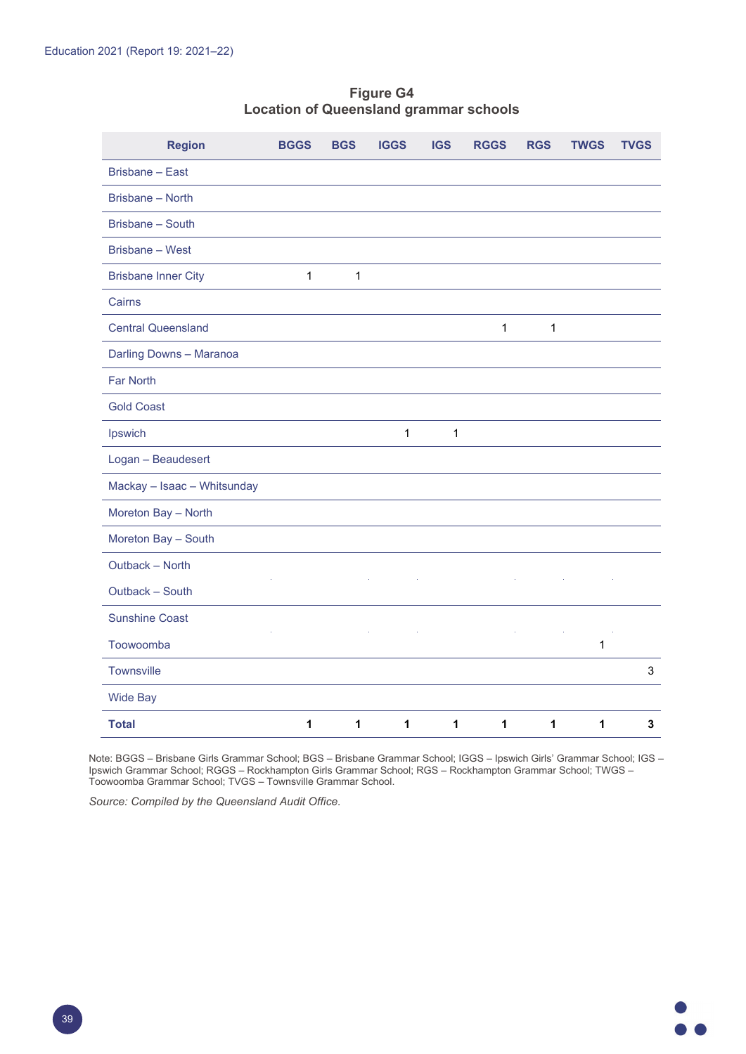**Figure G4**
**Location of Queensland grammar schools**

| Region | BGGS | BGS | IGGS | IGS | RGGS | RGS | TWGS | TVGS |
|---|---|---|---|---|---|---|---|---|
| Brisbane – East | | | | | | | | |
| Brisbane – North | | | | | | | | |
| Brisbane – South | | | | | | | | |
| Brisbane – West | | | | | | | | |
| Brisbane Inner City | 1 | 1 | | | | | | |
| Cairns | | | | | | | | |
| Central Queensland | | | | | 1 | 1 | | |
| Darling Downs – Maranoa | | | | | | | | |
| Far North | | | | | | | | |
| Gold Coast | | | | | | | | |
| Ipswich | | | 1 | 1 | | | | |
| Logan – Beaudesert | | | | | | | | |
| Mackay – Isaac – Whitsunday | | | | | | | | |
| Moreton Bay – North | | | | | | | | |
| Moreton Bay – South | | | | | | | | |
| Outback – North | | | | | | | | |
| Outback – South | | | | | | | | |
| Sunshine Coast | | | | | | | | |
| Toowoomba | | | | | | | 1 | |
| Townsville | | | | | | | | 3 |
| Wide Bay | | | | | | | | |
| **Total** | **1** | **1** | **1** | **1** | **1** | **1** | **1** | **3** |

Note: BGGS – Brisbane Girls Grammar School; BGS – Brisbane Grammar School; IGGS – Ipswich Girls' Grammar School; IGS – Ipswich Grammar School; RGGS – Rockhampton Girls Grammar School; RGS – Rockhampton Grammar School; TWGS – Toowoomba Grammar School; TVGS – Townsville Grammar School.

*Source: Compiled by the Queensland Audit Office.*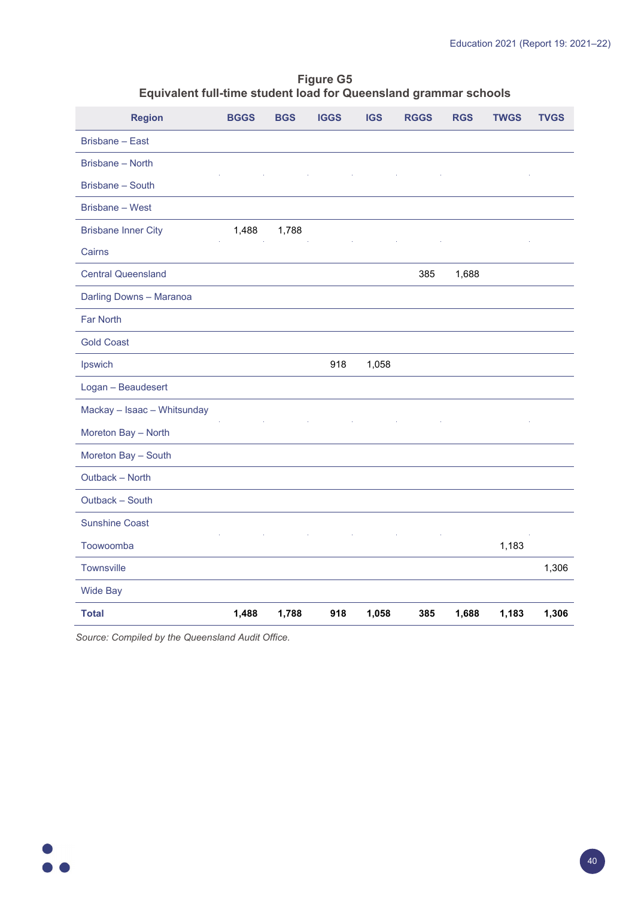**Figure G5**
**Equivalent full-time student load for Queensland grammar schools**

| Region | BGGS | BGS | IGGS | IGS | RGGS | RGS | TWGS | TVGS |
|---|---|---|---|---|---|---|---|---|
| Brisbane – East | | | | | | | | |
| Brisbane – North | | | | | | | | |
| Brisbane – South | | | | | | | | |
| Brisbane – West | | | | | | | | |
| Brisbane Inner City | 1,488 | 1,788 | | | | | | |
| Cairns | | | | | | | | |
| Central Queensland | | | | | 385 | 1,688 | | |
| Darling Downs – Maranoa | | | | | | | | |
| Far North | | | | | | | | |
| Gold Coast | | | | | | | | |
| Ipswich | | | 918 | 1,058 | | | | |
| Logan – Beaudesert | | | | | | | | |
| Mackay – Isaac – Whitsunday | | | | | | | | |
| Moreton Bay – North | | | | | | | | |
| Moreton Bay – South | | | | | | | | |
| Outback – North | | | | | | | | |
| Outback – South | | | | | | | | |
| Sunshine Coast | | | | | | | | |
| Toowoomba | | | | | | | 1,183 | |
| Townsville | | | | | | | | 1,306 |
| Wide Bay | | | | | | | | |
| **Total** | **1,488** | **1,788** | **918** | **1,058** | **385** | **1,688** | **1,183** | **1,306** |

*Source: Compiled by the Queensland Audit Office.*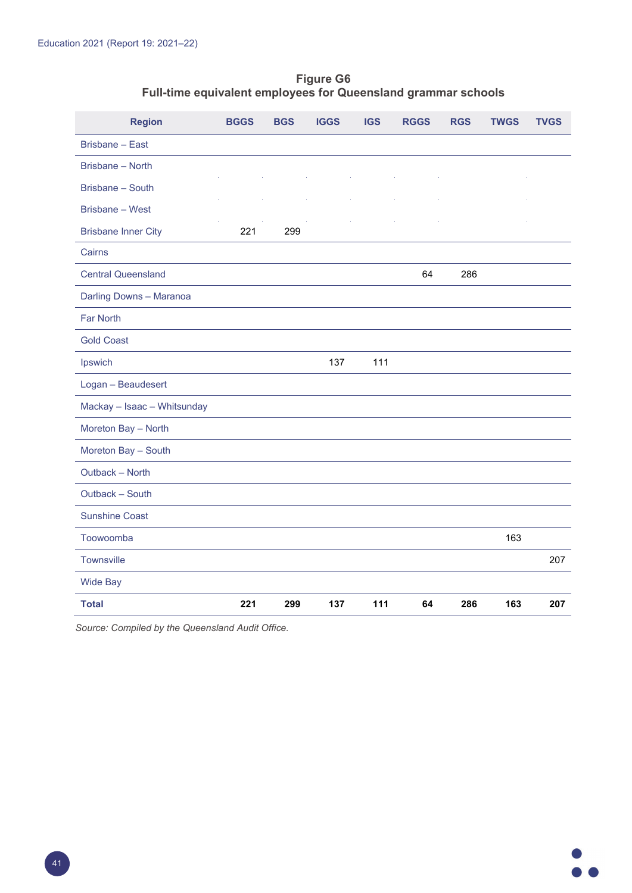**Figure G6**
**Full-time equivalent employees for Queensland grammar schools**

| Region | BGGS | BGS | IGGS | IGS | RGGS | RGS | TWGS | TVGS |
|---|---|---|---|---|---|---|---|---|
| Brisbane – East | | | | | | | | |
| Brisbane – North | | | | | | | | |
| Brisbane – South | | | | | | | | |
| Brisbane – West | | | | | | | | |
| Brisbane Inner City | 221 | 299 | | | | | | |
| Cairns | | | | | | | | |
| Central Queensland | | | | | 64 | 286 | | |
| Darling Downs – Maranoa | | | | | | | | |
| Far North | | | | | | | | |
| Gold Coast | | | | | | | | |
| Ipswich | | | 137 | 111 | | | | |
| Logan – Beaudesert | | | | | | | | |
| Mackay – Isaac – Whitsunday | | | | | | | | |
| Moreton Bay – North | | | | | | | | |
| Moreton Bay – South | | | | | | | | |
| Outback – North | | | | | | | | |
| Outback – South | | | | | | | | |
| Sunshine Coast | | | | | | | | |
| Toowoomba | | | | | | | 163 | |
| Townsville | | | | | | | | 207 |
| Wide Bay | | | | | | | | |
| **Total** | **221** | **299** | **137** | **111** | **64** | **286** | **163** | **207** |

*Source: Compiled by the Queensland Audit Office.*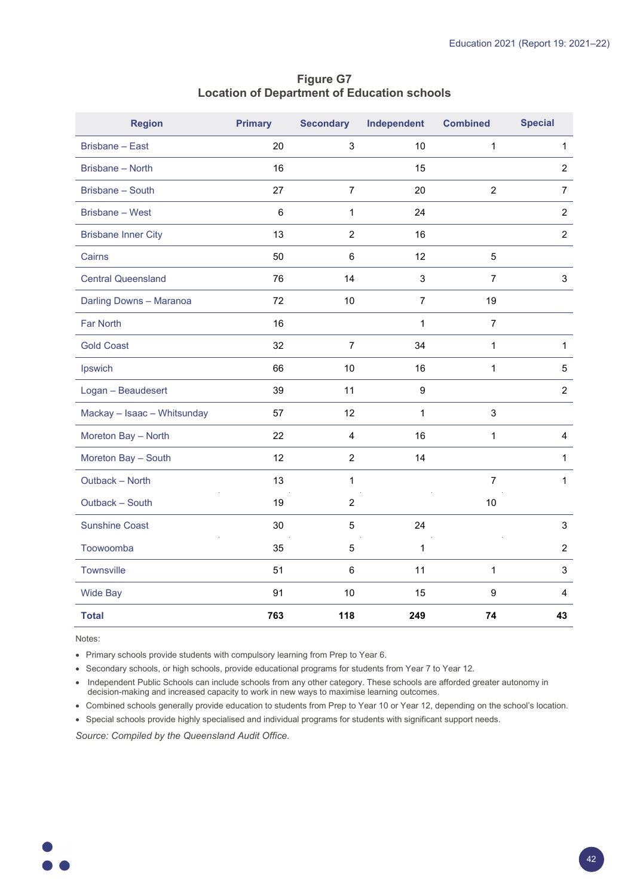**Figure G7**
**Location of Department of Education schools**

| Region | Primary | Secondary | Independent | Combined | Special |
|---|---|---|---|---|---|
| Brisbane – East | 20 | 3 | 10 | 1 | 1 |
| Brisbane – North | 16 | | 15 | | 2 |
| Brisbane – South | 27 | 7 | 20 | 2 | 7 |
| Brisbane – West | 6 | 1 | 24 | | 2 |
| Brisbane Inner City | 13 | 2 | 16 | | 2 |
| Cairns | 50 | 6 | 12 | 5 | |
| Central Queensland | 76 | 14 | 3 | 7 | 3 |
| Darling Downs – Maranoa | 72 | 10 | 7 | 19 | |
| Far North | 16 | | 1 | 7 | |
| Gold Coast | 32 | 7 | 34 | 1 | 1 |
| Ipswich | 66 | 10 | 16 | 1 | 5 |
| Logan – Beaudesert | 39 | 11 | 9 | | 2 |
| Mackay – Isaac – Whitsunday | 57 | 12 | 1 | 3 | |
| Moreton Bay – North | 22 | 4 | 16 | 1 | 4 |
| Moreton Bay – South | 12 | 2 | 14 | | 1 |
| Outback – North | 13 | 1 | | 7 | 1 |
| Outback – South | 19 | 2 | | 10 | |
| Sunshine Coast | 30 | 5 | 24 | | 3 |
| Toowoomba | 35 | 5 | 1 | | 2 |
| Townsville | 51 | 6 | 11 | 1 | 3 |
| Wide Bay | 91 | 10 | 15 | 9 | 4 |
| **Total** | **763** | **118** | **249** | **74** | **43** |

Notes:

- Primary schools provide students with compulsory learning from Prep to Year 6.
- Secondary schools, or high schools, provide educational programs for students from Year 7 to Year 12.
- Independent Public Schools can include schools from any other category. These schools are afforded greater autonomy in decision-making and increased capacity to work in new ways to maximise learning outcomes.
- Combined schools generally provide education to students from Prep to Year 10 or Year 12, depending on the school's location.
- Special schools provide highly specialised and individual programs for students with significant support needs.

*Source: Compiled by the Queensland Audit Office.*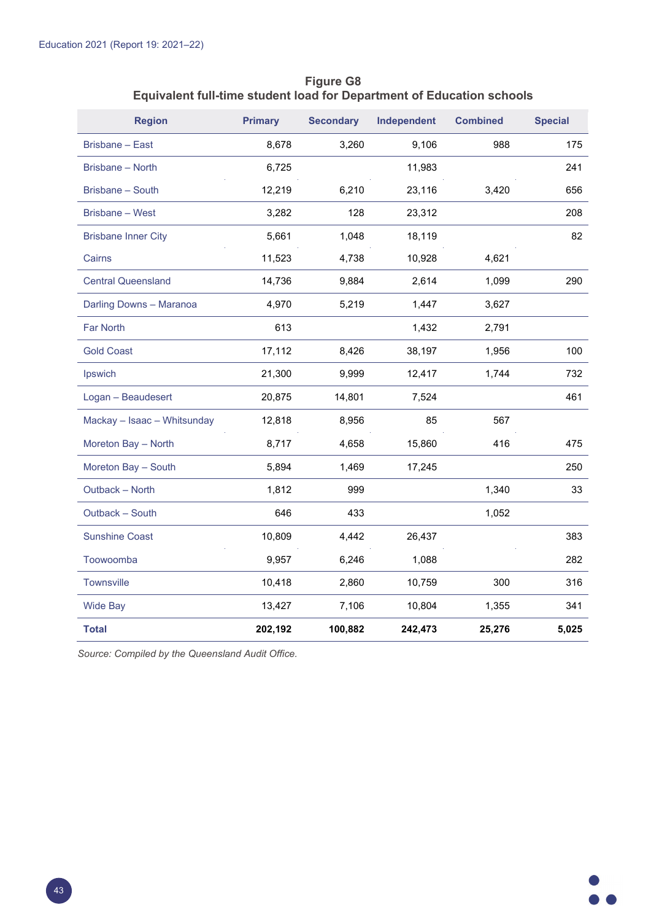**Figure G8**
**Equivalent full-time student load for Department of Education schools**

| Region | Primary | Secondary | Independent | Combined | Special |
|---|---|---|---|---|---|
| Brisbane – East | 8,678 | 3,260 | 9,106 | 988 | 175 |
| Brisbane – North | 6,725 | | 11,983 | | 241 |
| Brisbane – South | 12,219 | 6,210 | 23,116 | 3,420 | 656 |
| Brisbane – West | 3,282 | 128 | 23,312 | | 208 |
| Brisbane Inner City | 5,661 | 1,048 | 18,119 | | 82 |
| Cairns | 11,523 | 4,738 | 10,928 | 4,621 | |
| Central Queensland | 14,736 | 9,884 | 2,614 | 1,099 | 290 |
| Darling Downs – Maranoa | 4,970 | 5,219 | 1,447 | 3,627 | |
| Far North | 613 | | 1,432 | 2,791 | |
| Gold Coast | 17,112 | 8,426 | 38,197 | 1,956 | 100 |
| Ipswich | 21,300 | 9,999 | 12,417 | 1,744 | 732 |
| Logan – Beaudesert | 20,875 | 14,801 | 7,524 | | 461 |
| Mackay – Isaac – Whitsunday | 12,818 | 8,956 | 85 | 567 | |
| Moreton Bay – North | 8,717 | 4,658 | 15,860 | 416 | 475 |
| Moreton Bay – South | 5,894 | 1,469 | 17,245 | | 250 |
| Outback – North | 1,812 | 999 | | 1,340 | 33 |
| Outback – South | 646 | 433 | | 1,052 | |
| Sunshine Coast | 10,809 | 4,442 | 26,437 | | 383 |
| Toowoomba | 9,957 | 6,246 | 1,088 | | 282 |
| Townsville | 10,418 | 2,860 | 10,759 | 300 | 316 |
| Wide Bay | 13,427 | 7,106 | 10,804 | 1,355 | 341 |
| **Total** | **202,192** | **100,882** | **242,473** | **25,276** | **5,025** |

*Source: Compiled by the Queensland Audit Office.*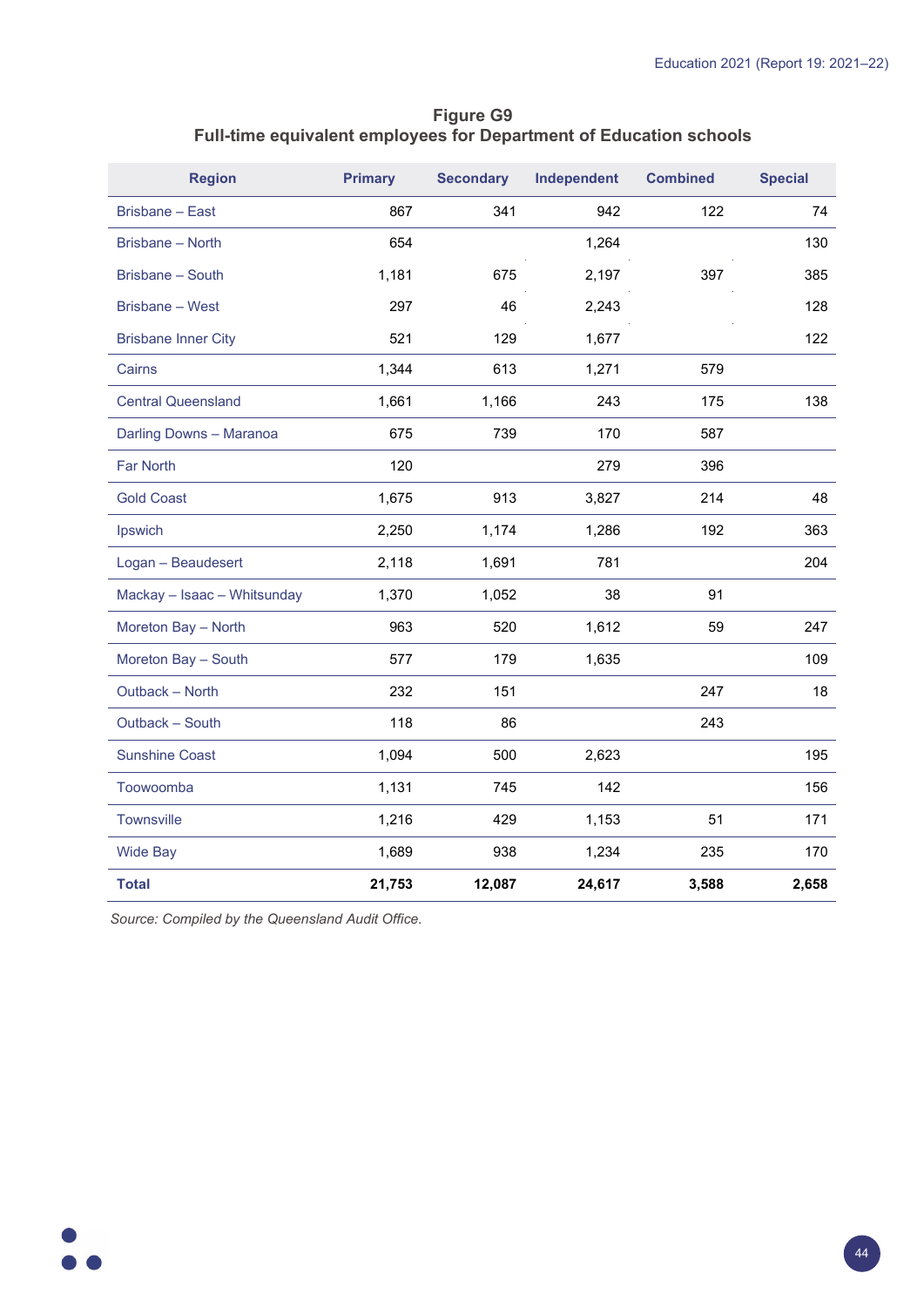**Figure G9**
**Full-time equivalent employees for Department of Education schools**

| Region | Primary | Secondary | Independent | Combined | Special |
|---|---|---|---|---|---|
| Brisbane – East | 867 | 341 | 942 | 122 | 74 |
| Brisbane – North | 654 | | 1,264 | | 130 |
| Brisbane – South | 1,181 | 675 | 2,197 | 397 | 385 |
| Brisbane – West | 297 | 46 | 2,243 | | 128 |
| Brisbane Inner City | 521 | 129 | 1,677 | | 122 |
| Cairns | 1,344 | 613 | 1,271 | 579 | |
| Central Queensland | 1,661 | 1,166 | 243 | 175 | 138 |
| Darling Downs – Maranoa | 675 | 739 | 170 | 587 | |
| Far North | 120 | | 279 | 396 | |
| Gold Coast | 1,675 | 913 | 3,827 | 214 | 48 |
| Ipswich | 2,250 | 1,174 | 1,286 | 192 | 363 |
| Logan – Beaudesert | 2,118 | 1,691 | 781 | | 204 |
| Mackay – Isaac – Whitsunday | 1,370 | 1,052 | 38 | 91 | |
| Moreton Bay – North | 963 | 520 | 1,612 | 59 | 247 |
| Moreton Bay – South | 577 | 179 | 1,635 | | 109 |
| Outback – North | 232 | 151 | | 247 | 18 |
| Outback – South | 118 | 86 | | 243 | |
| Sunshine Coast | 1,094 | 500 | 2,623 | | 195 |
| Toowoomba | 1,131 | 745 | 142 | | 156 |
| Townsville | 1,216 | 429 | 1,153 | 51 | 171 |
| Wide Bay | 1,689 | 938 | 1,234 | 235 | 170 |
| **Total** | **21,753** | **12,087** | **24,617** | **3,588** | **2,658** |

*Source: Compiled by the Queensland Audit Office.*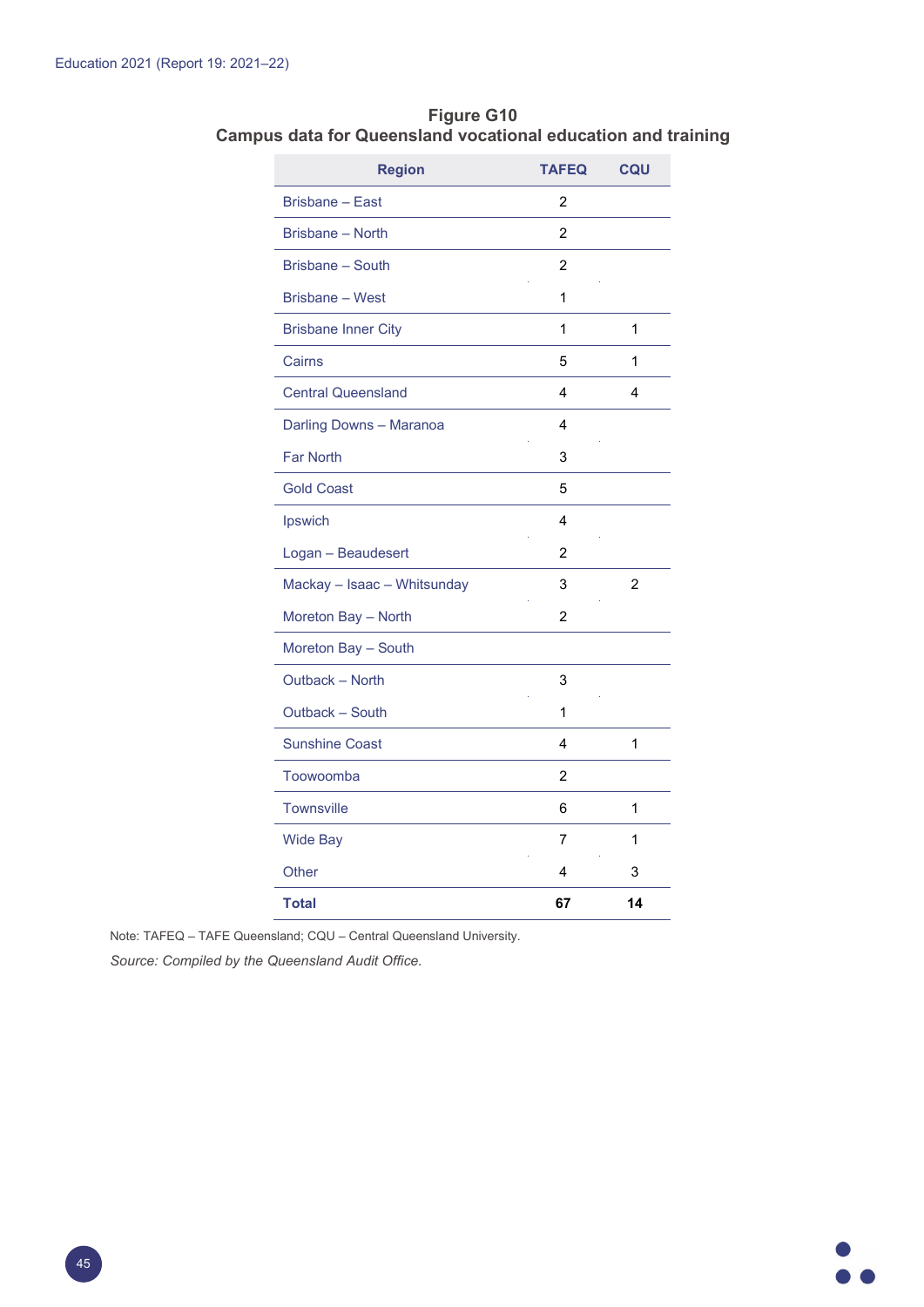**Figure G10**
**Campus data for Queensland vocational education and training**

| Region | TAFEQ | CQU |
|---|---|---|
| Brisbane – East | 2 | |
| Brisbane – North | 2 | |
| Brisbane – South | 2 | |
| Brisbane – West | 1 | |
| Brisbane Inner City | 1 | 1 |
| Cairns | 5 | 1 |
| Central Queensland | 4 | 4 |
| Darling Downs – Maranoa | 4 | |
| Far North | 3 | |
| Gold Coast | 5 | |
| Ipswich | 4 | |
| Logan – Beaudesert | 2 | |
| Mackay – Isaac – Whitsunday | 3 | 2 |
| Moreton Bay – North | 2 | |
| Moreton Bay – South | | |
| Outback – North | 3 | |
| Outback – South | 1 | |
| Sunshine Coast | 4 | 1 |
| Toowoomba | 2 | |
| Townsville | 6 | 1 |
| Wide Bay | 7 | 1 |
| Other | 4 | 3 |
| **Total** | **67** | **14** |

Note: TAFEQ – TAFE Queensland; CQU – Central Queensland University.

*Source: Compiled by the Queensland Audit Office.*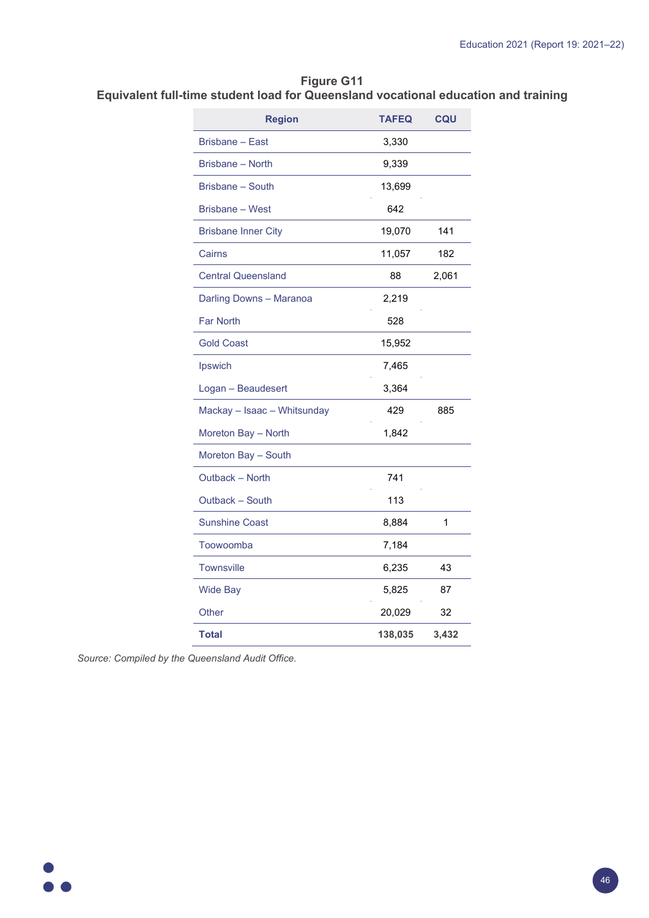**Figure G11**
**Equivalent full-time student load for Queensland vocational education and training**

| Region | TAFEQ | CQU |
|---|---|---|
| Brisbane – East | 3,330 | |
| Brisbane – North | 9,339 | |
| Brisbane – South | 13,699 | |
| Brisbane – West | 642 | |
| Brisbane Inner City | 19,070 | 141 |
| Cairns | 11,057 | 182 |
| Central Queensland | 88 | 2,061 |
| Darling Downs – Maranoa | 2,219 | |
| Far North | 528 | |
| Gold Coast | 15,952 | |
| Ipswich | 7,465 | |
| Logan – Beaudesert | 3,364 | |
| Mackay – Isaac – Whitsunday | 429 | 885 |
| Moreton Bay – North | 1,842 | |
| Moreton Bay – South | | |
| Outback – North | 741 | |
| Outback – South | 113 | |
| Sunshine Coast | 8,884 | 1 |
| Toowoomba | 7,184 | |
| Townsville | 6,235 | 43 |
| Wide Bay | 5,825 | 87 |
| Other | 20,029 | 32 |
| **Total** | **138,035** | **3,432** |

*Source: Compiled by the Queensland Audit Office.*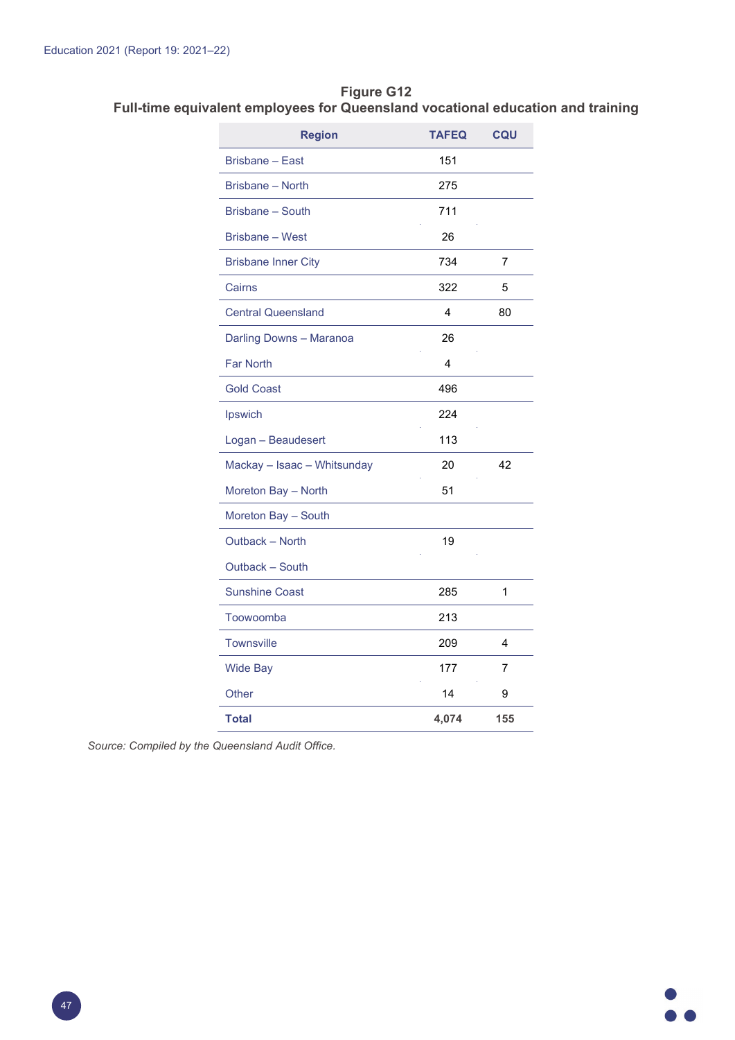**Figure G12**
**Full-time equivalent employees for Queensland vocational education and training**

| Region | TAFEQ | CQU |
|---|---|---|
| Brisbane – East | 151 | |
| Brisbane – North | 275 | |
| Brisbane – South | 711 | |
| Brisbane – West | 26 | |
| Brisbane Inner City | 734 | 7 |
| Cairns | 322 | 5 |
| Central Queensland | 4 | 80 |
| Darling Downs – Maranoa | 26 | |
| Far North | 4 | |
| Gold Coast | 496 | |
| Ipswich | 224 | |
| Logan – Beaudesert | 113 | |
| Mackay – Isaac – Whitsunday | 20 | 42 |
| Moreton Bay – North | 51 | |
| Moreton Bay – South | | |
| Outback – North | 19 | |
| Outback – South | | |
| Sunshine Coast | 285 | 1 |
| Toowoomba | 213 | |
| Townsville | 209 | 4 |
| Wide Bay | 177 | 7 |
| Other | 14 | 9 |
| **Total** | **4,074** | **155** |

*Source: Compiled by the Queensland Audit Office.*